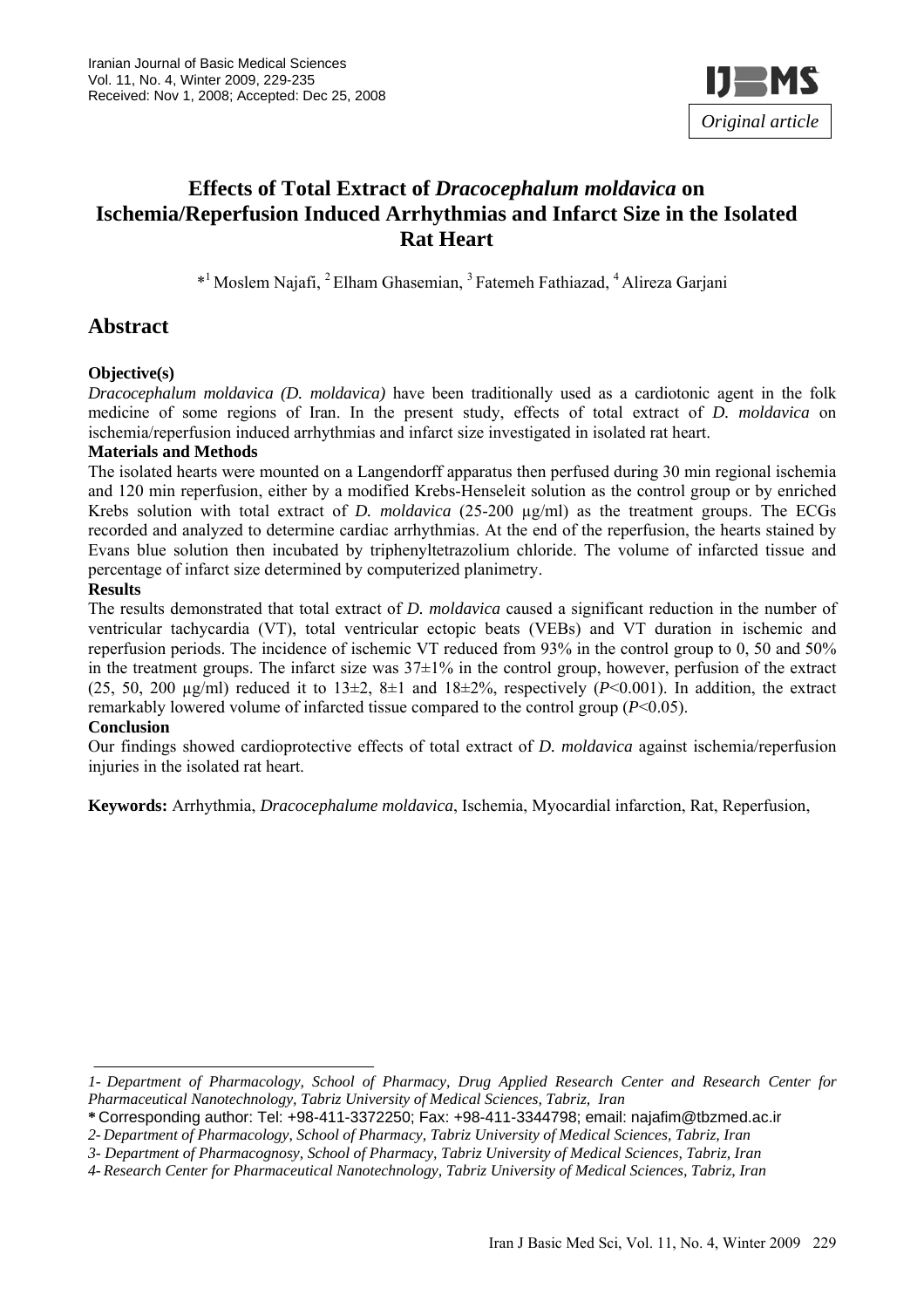Original article

# Effects of Total Extract of *Dracocephalum moldavica* on Ischemia/Reperfusion Induced Arrhythmias and Infarct Size in the Isolated Rat Heart

*[1] Moslem Najafi, [2] Elham Ghasemian, [3] Fatemeh Fathiazad, [4] Alireza Garjani

## Abstract

**Objective(s)**

*Dracocephalum moldavica (D. moldavica)* have been traditionally used as a cardiotonic agent in the folk medicine of some regions of Iran. In the present study, effects of total extract of *D. moldavica* on ischemia/reperfusion induced arrhythmias and infarct size investigated in isolated rat heart.

**Materials and Methods**

The isolated hearts were mounted on a Langendorff apparatus then perfused during 30 min regional ischemia and 120 min reperfusion, either by a modified Krebs-Henseleit solution as the control group or by enriched Krebs solution with total extract of *D. moldavica* (25-200 µg/ml) as the treatment groups. The ECGs recorded and analyzed to determine cardiac arrhythmias. At the end of the reperfusion, the hearts stained by Evans blue solution then incubated by triphenyltetrazolium chloride. The volume of infarcted tissue and percentage of infarct size determined by computerized planimetry.

**Results**

The results demonstrated that total extract of *D. moldavica* caused a significant reduction in the number of ventricular tachycardia (VT), total ventricular ectopic beats (VEBs) and VT duration in ischemic and reperfusion periods. The incidence of ischemic VT reduced from 93% in the control group to 0, 50 and 50% in the treatment groups. The infarct size was 37±1% in the control group, however, perfusion of the extract (25, 50, 200 µg/ml) reduced it to 13±2, 8±1 and 18±2%, respectively ($P<0.001$). In addition, the extract remarkably lowered volume of infarcted tissue compared to the control group ($P<0.05$).

**Conclusion**

Our findings showed cardioprotective effects of total extract of *D. moldavica* against ischemia/reperfusion injuries in the isolated rat heart.

**Keywords:** Arrhythmia, *Dracocephalume moldavica*, Ischemia, Myocardial infarction, Rat, Reperfusion,

---

*1- Department of Pharmacology, School of Pharmacy, Drug Applied Research Center and Research Center for Pharmaceutical Nanotechnology, Tabriz University of Medical Sciences, Tabriz, Iran*

**\*** Corresponding author: Tel: +98-411-3372250; Fax: +98-411-3344798; email: najafim@tbzmed.ac.ir

*2- Department of Pharmacology, School of Pharmacy, Tabriz University of Medical Sciences, Tabriz, Iran*

*3- Department of Pharmacognosy, School of Pharmacy, Tabriz University of Medical Sciences, Tabriz, Iran*

*4- Research Center for Pharmaceutical Nanotechnology, Tabriz University of Medical Sciences, Tabriz, Iran*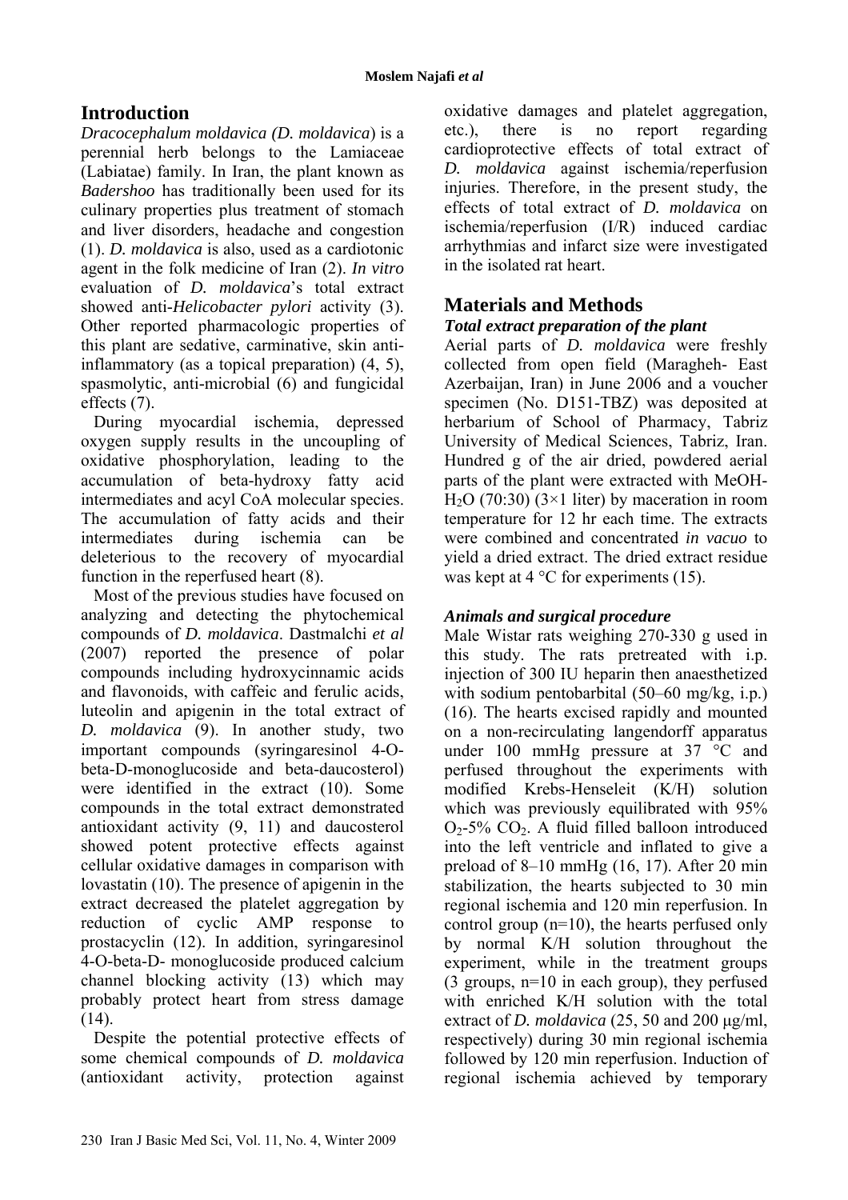## Introduction

*Dracocephalum moldavica (D. moldavica*) is a perennial herb belongs to the Lamiaceae (Labiatae) family. In Iran, the plant known as *Badershoo* has traditionally been used for its culinary properties plus treatment of stomach and liver disorders, headache and congestion (1). *D. moldavica* is also, used as a cardiotonic agent in the folk medicine of Iran (2). *In vitro* evaluation of *D. moldavica*'s total extract showed anti-*Helicobacter pylori* activity (3). Other reported pharmacologic properties of this plant are sedative, carminative, skin anti-inflammatory (as a topical preparation) (4, 5), spasmolytic, anti-microbial (6) and fungicidal effects (7).

During myocardial ischemia, depressed oxygen supply results in the uncoupling of oxidative phosphorylation, leading to the accumulation of beta-hydroxy fatty acid intermediates and acyl CoA molecular species. The accumulation of fatty acids and their intermediates during ischemia can be deleterious to the recovery of myocardial function in the reperfused heart (8).

Most of the previous studies have focused on analyzing and detecting the phytochemical compounds of *D. moldavica*. Dastmalchi *et al* (2007) reported the presence of polar compounds including hydroxycinnamic acids and flavonoids, with caffeic and ferulic acids, luteolin and apigenin in the total extract of *D. moldavica* (9). In another study, two important compounds (syringaresinol 4-O-beta-D-monoglucoside and beta-daucosterol) were identified in the extract (10). Some compounds in the total extract demonstrated antioxidant activity (9, 11) and daucosterol showed potent protective effects against cellular oxidative damages in comparison with lovastatin (10). The presence of apigenin in the extract decreased the platelet aggregation by reduction of cyclic AMP response to prostacyclin (12). In addition, syringaresinol 4-O-beta-D- monoglucoside produced calcium channel blocking activity (13) which may probably protect heart from stress damage (14).

Despite the potential protective effects of some chemical compounds of *D. moldavica* (antioxidant activity, protection against oxidative damages and platelet aggregation, etc.), there is no report regarding cardioprotective effects of total extract of *D. moldavica* against ischemia/reperfusion injuries. Therefore, in the present study, the effects of total extract of *D. moldavica* on ischemia/reperfusion (I/R) induced cardiac arrhythmias and infarct size were investigated in the isolated rat heart.

## Materials and Methods

### *Total extract preparation of the plant*

Aerial parts of *D. moldavica* were freshly collected from open field (Maragheh- East Azerbaijan, Iran) in June 2006 and a voucher specimen (No. D151-TBZ) was deposited at herbarium of School of Pharmacy, Tabriz University of Medical Sciences, Tabriz, Iran. Hundred g of the air dried, powdered aerial parts of the plant were extracted with MeOH-$H_2O$ (70:30) (3×1 liter) by maceration in room temperature for 12 hr each time. The extracts were combined and concentrated *in vacuo* to yield a dried extract. The dried extract residue was kept at 4 °C for experiments (15).

### *Animals and surgical procedure*

Male Wistar rats weighing 270-330 g used in this study. The rats pretreated with i.p. injection of 300 IU heparin then anaesthetized with sodium pentobarbital (50–60 mg/kg, i.p.) (16). The hearts excised rapidly and mounted on a non-recirculating langendorff apparatus under 100 mmHg pressure at 37 °C and perfused throughout the experiments with modified Krebs-Henseleit (K/H) solution which was previously equilibrated with 95% $O_2$-5% $CO_2$. A fluid filled balloon introduced into the left ventricle and inflated to give a preload of 8–10 mmHg (16, 17). After 20 min stabilization, the hearts subjected to 30 min regional ischemia and 120 min reperfusion. In control group (n=10), the hearts perfused only by normal K/H solution throughout the experiment, while in the treatment groups (3 groups, n=10 in each group), they perfused with enriched K/H solution with the total extract of *D. moldavica* (25, 50 and 200 μg/ml, respectively) during 30 min regional ischemia followed by 120 min reperfusion. Induction of regional ischemia achieved by temporary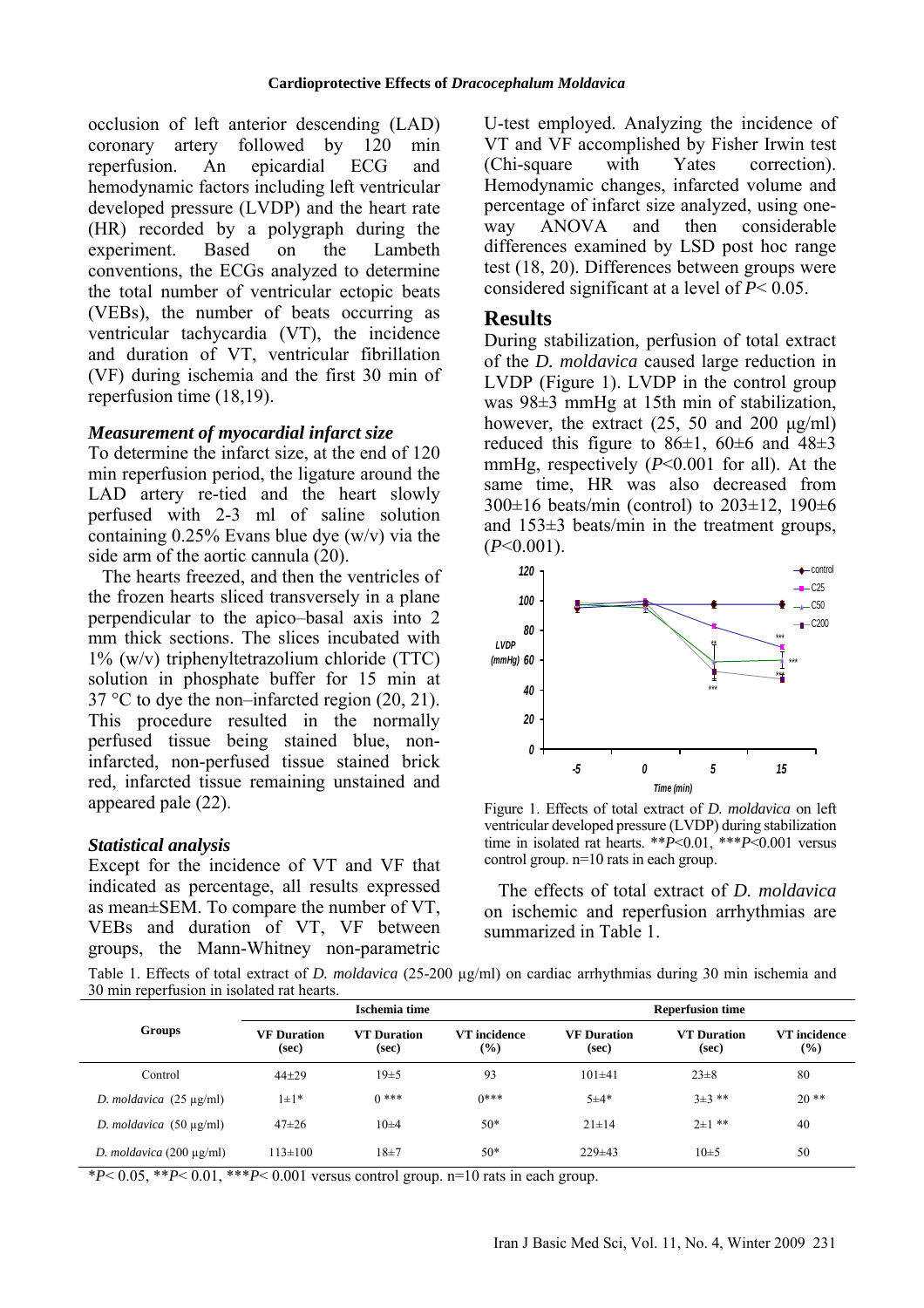occlusion of left anterior descending (LAD) coronary artery followed by 120 min reperfusion. An epicardial ECG and hemodynamic factors including left ventricular developed pressure (LVDP) and the heart rate (HR) recorded by a polygraph during the experiment. Based on the Lambeth conventions, the ECGs analyzed to determine the total number of ventricular ectopic beats (VEBs), the number of beats occurring as ventricular tachycardia (VT), the incidence and duration of VT, ventricular fibrillation (VF) during ischemia and the first 30 min of reperfusion time (18,19).

### *Measurement of myocardial infarct size*

To determine the infarct size, at the end of 120 min reperfusion period, the ligature around the LAD artery re-tied and the heart slowly perfused with 2-3 ml of saline solution containing 0.25% Evans blue dye (w/v) via the side arm of the aortic cannula (20).

The hearts freezed, and then the ventricles of the frozen hearts sliced transversely in a plane perpendicular to the apico–basal axis into 2 mm thick sections. The slices incubated with 1% (w/v) triphenyltetrazolium chloride (TTC) solution in phosphate buffer for 15 min at 37 °C to dye the non–infarcted region (20, 21). This procedure resulted in the normally perfused tissue being stained blue, non-infarcted, non-perfused tissue stained brick red, infarcted tissue remaining unstained and appeared pale (22).

### *Statistical analysis*

Except for the incidence of VT and VF that indicated as percentage, all results expressed as mean±SEM. To compare the number of VT, VEBs and duration of VT, VF between groups, the Mann-Whitney non-parametric U-test employed. Analyzing the incidence of VT and VF accomplished by Fisher Irwin test (Chi-square with Yates correction). Hemodynamic changes, infarcted volume and percentage of infarct size analyzed, using one-way ANOVA and then considerable differences examined by LSD post hoc range test (18, 20). Differences between groups were considered significant at a level of $P < 0.05$.

## Results

During stabilization, perfusion of total extract of the *D. moldavica* caused large reduction in LVDP (Figure 1). LVDP in the control group was 98±3 mmHg at 15th min of stabilization, however, the extract (25, 50 and 200 μg/ml) reduced this figure to 86±1, 60±6 and 48±3 mmHg, respectively ($P<0.001$ for all). At the same time, HR was also decreased from 300±16 beats/min (control) to 203±12, 190±6 and 153±3 beats/min in the treatment groups, ($P<0.001$).

Figure 1. Effects of total extract of *D. moldavica* on left ventricular developed pressure (LVDP) during stabilization time in isolated rat hearts. \*\*$P<0.01$, \*\*\*$P<0.001$ versus control group. n=10 rats in each group.

The effects of total extract of *D. moldavica* on ischemic and reperfusion arrhythmias are summarized in Table 1.

Table 1. Effects of total extract of *D. moldavica* (25-200 μg/ml) on cardiac arrhythmias during 30 min ischemia and 30 min reperfusion in isolated rat hearts.

| Groups | Ischemia time | | | Reperfusion time | | |
|---|---|---|---|---|---|---|
| | VF Duration (sec) | VT Duration (sec) | VT incidence (%) | VF Duration (sec) | VT Duration (sec) | VT incidence (%) |
| Control | 44±29 | 19±5 | 93 | 101±41 | 23±8 | 80 |
| *D. moldavica* (25 μg/ml) | 1±1* | 0 *** | 0*** | 5±4* | 3±3 ** | 20 ** |
| *D. moldavica* (50 μg/ml) | 47±26 | 10±4 | 50* | 21±14 | 2±1 ** | 40 |
| *D. moldavica* (200 μg/ml) | 113±100 | 18±7 | 50* | 229±43 | 10±5 | 50 |

\*$P< 0.05$, \*\*$P< 0.01$, \*\*\*$P< 0.001$ versus control group. n=10 rats in each group.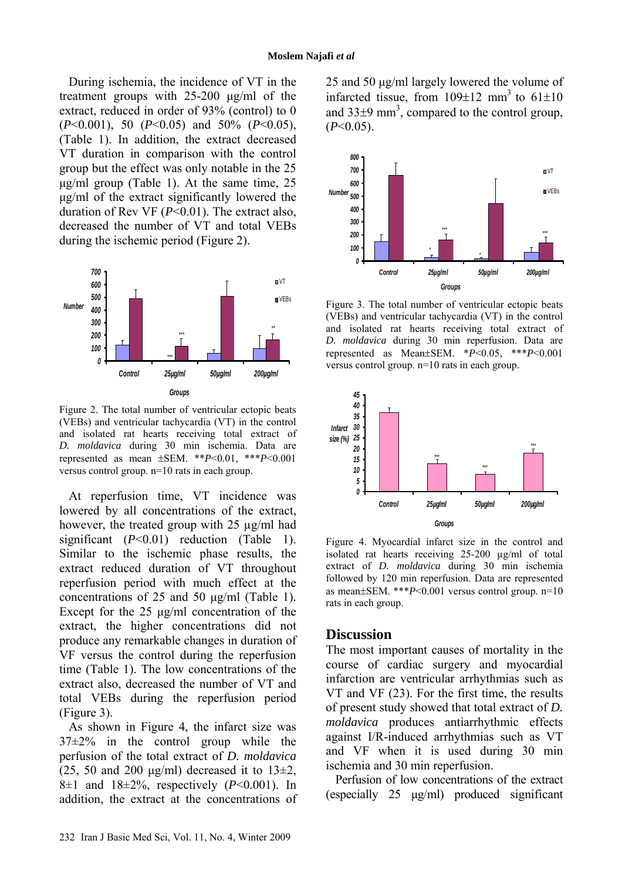During ischemia, the incidence of VT in the treatment groups with 25-200 µg/ml of the extract, reduced in order of 93% (control) to 0 ($P<0.001$), 50 ($P<0.05$) and 50% ($P<0.05$), (Table 1). In addition, the extract decreased VT duration in comparison with the control group but the effect was only notable in the 25 µg/ml group (Table 1). At the same time, 25 µg/ml of the extract significantly lowered the duration of Rev VF ($P<0.01$). The extract also, decreased the number of VT and total VEBs during the ischemic period (Figure 2).

Figure 2. The total number of ventricular ectopic beats (VEBs) and ventricular tachycardia (VT) in the control and isolated rat hearts receiving total extract of *D. moldavica* during 30 min ischemia. Data are represented as mean ±SEM. \*\*$P<0.01$, \*\*\*$P<0.001$ versus control group. n=10 rats in each group.

At reperfusion time, VT incidence was lowered by all concentrations of the extract, however, the treated group with 25 µg/ml had significant ($P<0.01$) reduction (Table 1). Similar to the ischemic phase results, the extract reduced duration of VT throughout reperfusion period with much effect at the concentrations of 25 and 50 µg/ml (Table 1). Except for the 25 µg/ml concentration of the extract, the higher concentrations did not produce any remarkable changes in duration of VF versus the control during the reperfusion time (Table 1). The low concentrations of the extract also, decreased the number of VT and total VEBs during the reperfusion period (Figure 3).

As shown in Figure 4, the infarct size was 37±2% in the control group while the perfusion of the total extract of *D. moldavica* (25, 50 and 200 µg/ml) decreased it to 13±2, 8±1 and 18±2%, respectively ($P<0.001$). In addition, the extract at the concentrations of 25 and 50 µg/ml largely lowered the volume of infarcted tissue, from 109±12 $mm^3$ to 61±10 and 33±9 $mm^3$, compared to the control group, ($P<0.05$).

Figure 3. The total number of ventricular ectopic beats (VEBs) and ventricular tachycardia (VT) in the control and isolated rat hearts receiving total extract of *D. moldavica* during 30 min reperfusion. Data are represented as Mean±SEM. \*$P<0.05$, \*\*\*$P<0.001$ versus control group. n=10 rats in each group.

Figure 4. Myocardial infarct size in the control and isolated rat hearts receiving 25-200 µg/ml of total extract of *D. moldavica* during 30 min ischemia followed by 120 min reperfusion. Data are represented as mean±SEM. \*\*\*$P<0.001$ versus control group. n=10 rats in each group.

## Discussion

The most important causes of mortality in the course of cardiac surgery and myocardial infarction are ventricular arrhythmias such as VT and VF (23). For the first time, the results of present study showed that total extract of *D. moldavica* produces antiarrhythmic effects against I/R-induced arrhythmias such as VT and VF when it is used during 30 min ischemia and 30 min reperfusion.

Perfusion of low concentrations of the extract (especially 25 µg/ml) produced significant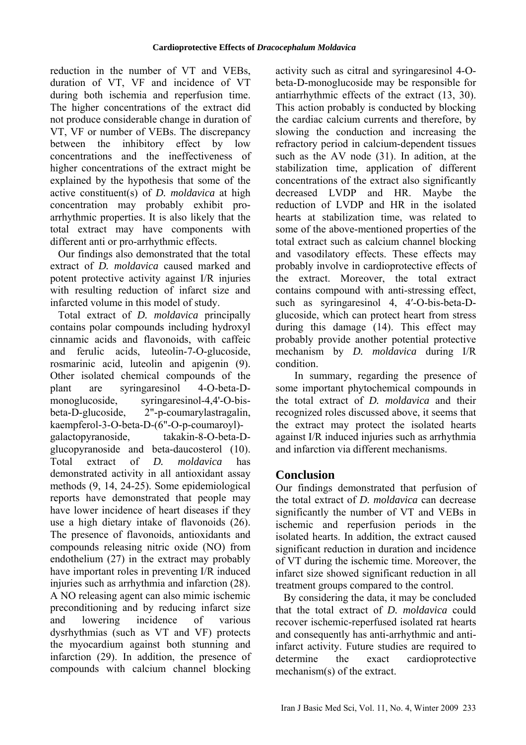reduction in the number of VT and VEBs, duration of VT, VF and incidence of VT during both ischemia and reperfusion time. The higher concentrations of the extract did not produce considerable change in duration of VT, VF or number of VEBs. The discrepancy between the inhibitory effect by low concentrations and the ineffectiveness of higher concentrations of the extract might be explained by the hypothesis that some of the active constituent(s) of *D. moldavica* at high concentration may probably exhibit pro-arrhythmic properties. It is also likely that the total extract may have components with different anti or pro-arrhythmic effects.

Our findings also demonstrated that the total extract of *D. moldavica* caused marked and potent protective activity against I/R injuries with resulting reduction of infarct size and infarcted volume in this model of study.

Total extract of *D. moldavica* principally contains polar compounds including hydroxyl cinnamic acids and flavonoids, with caffeic and ferulic acids, luteolin-7-O-glucoside, rosmarinic acid, luteolin and apigenin (9). Other isolated chemical compounds of the plant are syringaresinol 4-O-beta-D-monoglucoside, syringaresinol-4,4'-O-bis-beta-D-glucoside, 2"-p-coumarylastragalin, kaempferol-3-O-beta-D-(6"-O-p-coumaroyl)-galactopyranoside, takakin-8-O-beta-D-glucopyranoside and beta-daucosterol (10). Total extract of *D. moldavica* has demonstrated activity in all antioxidant assay methods (9, 14, 24-25). Some epidemiological reports have demonstrated that people may have lower incidence of heart diseases if they use a high dietary intake of flavonoids (26). The presence of flavonoids, antioxidants and compounds releasing nitric oxide (NO) from endothelium (27) in the extract may probably have important roles in preventing I/R induced injuries such as arrhythmia and infarction (28). A NO releasing agent can also mimic ischemic preconditioning and by reducing infarct size and lowering incidence of various dysrhythmias (such as VT and VF) protects the myocardium against both stunning and infarction (29). In addition, the presence of compounds with calcium channel blocking activity such as citral and syringaresinol 4-O-beta-D-monoglucoside may be responsible for antiarrhythmic effects of the extract (13, 30). This action probably is conducted by blocking the cardiac calcium currents and therefore, by slowing the conduction and increasing the refractory period in calcium-dependent tissues such as the AV node (31). In adition, at the stabilization time, application of different concentrations of the extract also significantly decreased LVDP and HR. Maybe the reduction of LVDP and HR in the isolated hearts at stabilization time, was related to some of the above-mentioned properties of the total extract such as calcium channel blocking and vasodilatory effects. These effects may probably involve in cardioprotective effects of the extract. Moreover, the total extract contains compound with anti-stressing effect, such as syringaresinol 4, 4′-O-bis-beta-D-glucoside, which can protect heart from stress during this damage (14). This effect may probably provide another potential protective mechanism by *D. moldavica* during I/R condition.

In summary, regarding the presence of some important phytochemical compounds in the total extract of *D. moldavica* and their recognized roles discussed above, it seems that the extract may protect the isolated hearts against I/R induced injuries such as arrhythmia and infarction via different mechanisms.

## Conclusion

Our findings demonstrated that perfusion of the total extract of *D. moldavica* can decrease significantly the number of VT and VEBs in ischemic and reperfusion periods in the isolated hearts. In addition, the extract caused significant reduction in duration and incidence of VT during the ischemic time. Moreover, the infarct size showed significant reduction in all treatment groups compared to the control.

By considering the data, it may be concluded that the total extract of *D. moldavica* could recover ischemic-reperfused isolated rat hearts and consequently has anti-arrhythmic and anti-infarct activity. Future studies are required to determine the exact cardioprotective mechanism(s) of the extract.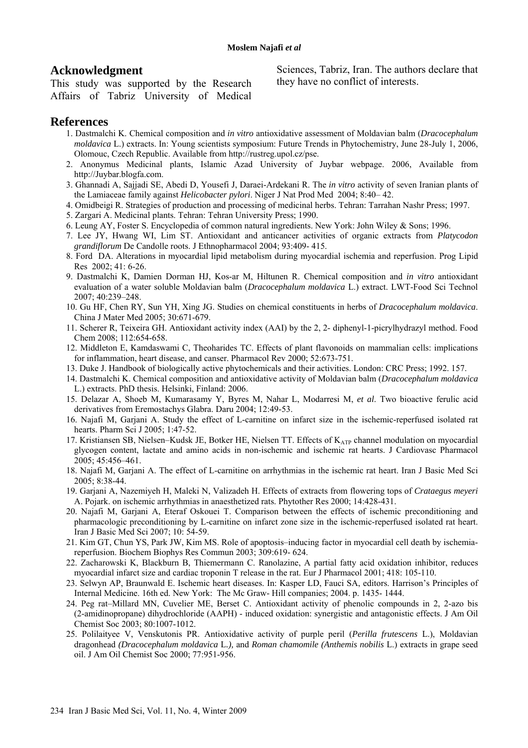## Acknowledgment

This study was supported by the Research Affairs of Tabriz University of Medical Sciences, Tabriz, Iran. The authors declare that they have no conflict of interests.

## References

1. Dastmalchi K. Chemical composition and *in vitro* antioxidative assessment of Moldavian balm (*Dracocephalum moldavica* L.) extracts. In: Young scientists symposium: Future Trends in Phytochemistry, June 28-July 1, 2006, Olomouc, Czech Republic. Available from http://rustreg.upol.cz/pse.
2. Anonymus Medicinal plants, Islamic Azad University of Juybar webpage. 2006, Available from http://Juybar.blogfa.com.
3. Ghannadi A, Sajjadi SE, Abedi D, Yousefi J, Daraei-Ardekani R. The *in vitro* activity of seven Iranian plants of the Lamiaceae family against *Helicobacter pylori*. Niger J Nat Prod Med 2004; 8:40– 42.
4. Omidbeigi R. Strategies of production and processing of medicinal herbs. Tehran: Tarrahan Nashr Press; 1997.
5. Zargari A. Medicinal plants. Tehran: Tehran University Press; 1990.
6. Leung AY, Foster S. Encyclopedia of common natural ingredients. New York: John Wiley & Sons; 1996.
7. Lee JY, Hwang WI, Lim ST. Antioxidant and anticancer activities of organic extracts from *Platycodon grandiflorum* De Candolle roots. J Ethnopharmacol 2004; 93:409- 415.
8. Ford DA. Alterations in myocardial lipid metabolism during myocardial ischemia and reperfusion. Prog Lipid Res 2002; 41: 6-26.
9. Dastmalchi K, Damien Dorman HJ, Kos-ar M, Hiltunen R. Chemical composition and *in vitro* antioxidant evaluation of a water soluble Moldavian balm (*Dracocephalum moldavica* L.) extract. LWT-Food Sci Technol 2007; 40:239–248.
10. Gu HF, Chen RY, Sun YH, Xing JG. Studies on chemical constituents in herbs of *Dracocephalum moldavica*. China J Mater Med 2005; 30:671-679.
11. Scherer R, Teixeira GH. Antioxidant activity index (AAI) by the 2, 2- diphenyl-1-picrylhydrazyl method. Food Chem 2008; 112:654-658.
12. Middleton E, Kamdaswami C, Theoharides TC. Effects of plant flavonoids on mammalian cells: implications for inflammation, heart disease, and canser. Pharmacol Rev 2000; 52:673-751.
13. Duke J. Handbook of biologically active phytochemicals and their activities. London: CRC Press; 1992. 157.
14. Dastmalchi K. Chemical composition and antioxidative activity of Moldavian balm (*Dracocephalum moldavica* L.) extracts. PhD thesis. Helsinki, Finland: 2006.
15. Delazar A, Shoeb M, Kumarasamy Y, Byres M, Nahar L, Modarresi M, *et al*. Two bioactive ferulic acid derivatives from Eremostachys Glabra. Daru 2004; 12:49-53.
16. Najafi M, Garjani A. Study the effect of L-carnitine on infarct size in the ischemic-reperfused isolated rat hearts. Pharm Sci J 2005; 1:47-52.
17. Kristiansen SB, Nielsen–Kudsk JE, Botker HE, Nielsen TT. Effects of $K_{ATP}$ channel modulation on myocardial glycogen content, lactate and amino acids in non-ischemic and ischemic rat hearts. J Cardiovasc Pharmacol 2005; 45:456–461.
18. Najafi M, Garjani A. The effect of L-carnitine on arrhythmias in the ischemic rat heart. Iran J Basic Med Sci 2005; 8:38-44.
19. Garjani A, Nazemiyeh H, Maleki N, Valizadeh H. Effects of extracts from flowering tops of *Crataegus meyeri* A. Pojark. on ischemic arrhythmias in anaesthetized rats. Phytother Res 2000; 14:428-431.
20. Najafi M, Garjani A, Eteraf Oskouei T. Comparison between the effects of ischemic preconditioning and pharmacologic preconditioning by L-carnitine on infarct zone size in the ischemic-reperfused isolated rat heart. Iran J Basic Med Sci 2007; 10: 54-59.
21. Kim GT, Chun YS, Park JW, Kim MS. Role of apoptosis–inducing factor in myocardial cell death by ischemia-reperfusion. Biochem Biophys Res Commun 2003; 309:619- 624.
22. Zacharowski K, Blackburn B, Thiemermann C. Ranolazine, A partial fatty acid oxidation inhibitor, reduces myocardial infarct size and cardiac troponin T release in the rat. Eur J Pharmacol 2001; 418: 105-110.
23. Selwyn AP, Braunwald E. Ischemic heart diseases. In: Kasper LD, Fauci SA, editors. Harrison's Principles of Internal Medicine. 16th ed. New York: The Mc Graw- Hill companies; 2004. p. 1435- 1444.
24. Peg rat–Millard MN, Cuvelier ME, Berset C. Antioxidant activity of phenolic compounds in 2, 2-azo bis (2-amidinopropane) dihydrochloride (AAPH) - induced oxidation: synergistic and antagonistic effects. J Am Oil Chemist Soc 2003; 80:1007-1012.
25. Polilaityee V, Venskutonis PR. Antioxidative activity of purple peril (*Perilla frutescens* L.), Moldavian dragonhead *(Dracocephalum moldavica* L.*),* and *Roman chamomile (Anthemis nobilis* L.) extracts in grape seed oil. J Am Oil Chemist Soc 2000; 77:951-956.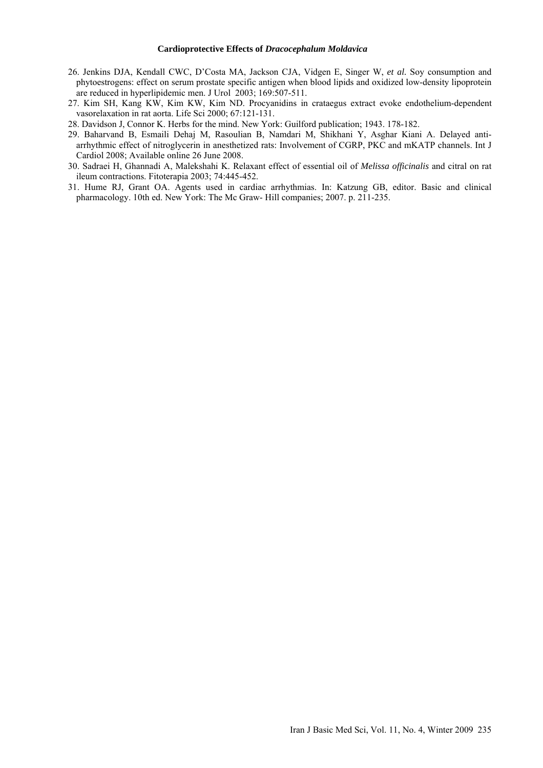26. Jenkins DJA, Kendall CWC, D'Costa MA, Jackson CJA, Vidgen E, Singer W, *et al.* Soy consumption and phytoestrogens: effect on serum prostate specific antigen when blood lipids and oxidized low-density lipoprotein are reduced in hyperlipidemic men. J Urol 2003; 169:507-511.
27. Kim SH, Kang KW, Kim KW, Kim ND. Procyanidins in crataegus extract evoke endothelium-dependent vasorelaxation in rat aorta. Life Sci 2000; 67:121-131.
28. Davidson J, Connor K. Herbs for the mind. New York: Guilford publication; 1943. 178-182.
29. Baharvand B, Esmaili Dehaj M, Rasoulian B, Namdari M, Shikhani Y, Asghar Kiani A. Delayed anti-arrhythmic effect of nitroglycerin in anesthetized rats: Involvement of CGRP, PKC and mKATP channels. Int J Cardiol 2008; Available online 26 June 2008.
30. Sadraei H, Ghannadi A, Malekshahi K. Relaxant effect of essential oil of *Melissa officinalis* and citral on rat ileum contractions. Fitoterapia 2003; 74:445-452.
31. Hume RJ, Grant OA. Agents used in cardiac arrhythmias. In: Katzung GB, editor. Basic and clinical pharmacology. 10th ed. New York: The Mc Graw- Hill companies; 2007. p. 211-235.